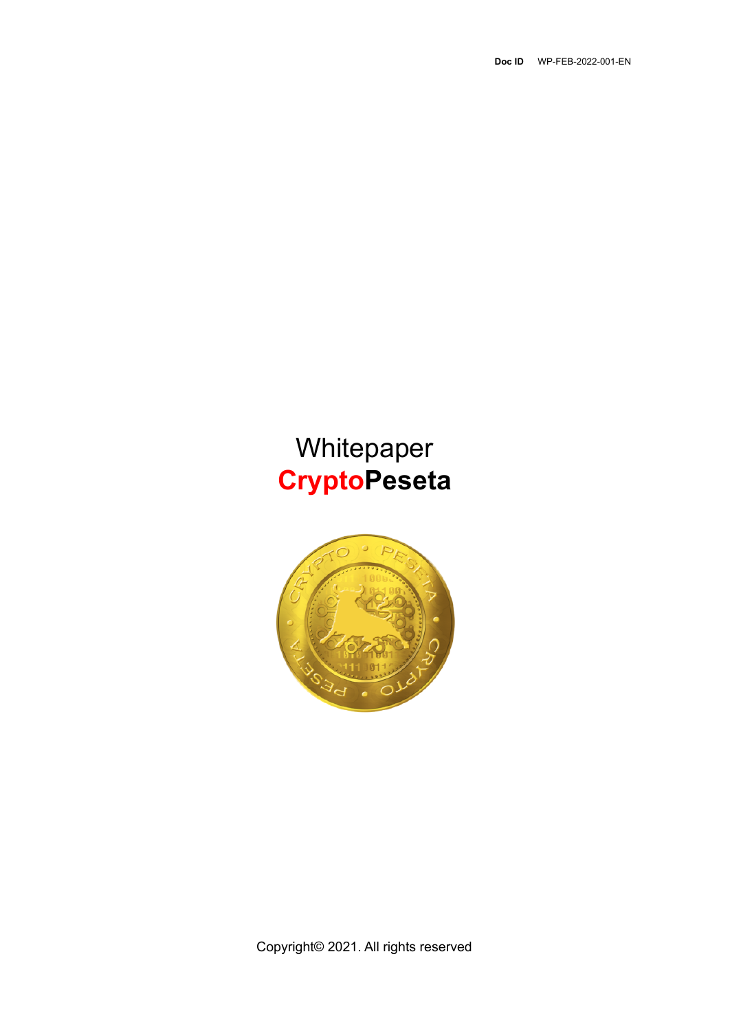**Doc ID** WP-FEB-2022-001-EN

# Whitepaper
# CryptoPeseta

Copyright© 2021. All rights reserved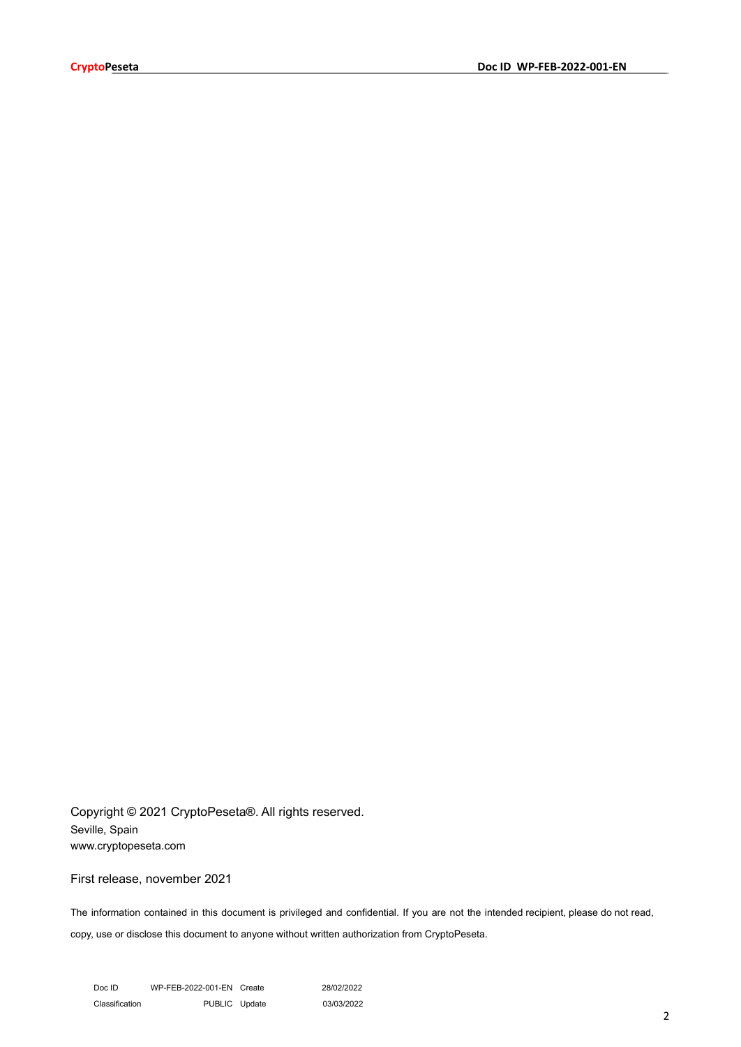Copyright © 2021 CryptoPeseta®. All rights reserved.
Seville, Spain
www.cryptopeseta.com

First release, november 2021

The information contained in this document is privileged and confidential. If you are not the intended recipient, please do not read, copy, use or disclose this document to anyone without written authorization from CryptoPeseta.

| Doc ID | WP-FEB-2022-001-EN | Create | 28/02/2022 |
|---|---|---|---|
| Classification | PUBLIC | Update | 03/03/2022 |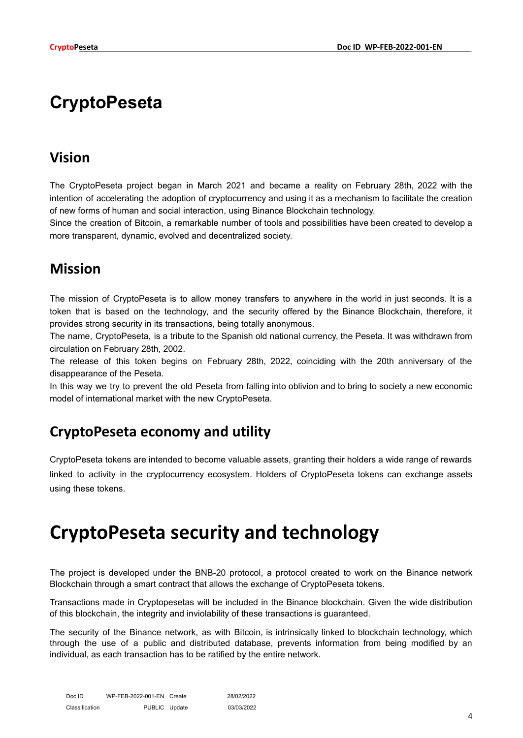# CryptoPeseta

## Vision

The CryptoPeseta project began in March 2021 and became a reality on February 28th, 2022 with the intention of accelerating the adoption of cryptocurrency and using it as a mechanism to facilitate the creation of new forms of human and social interaction, using Binance Blockchain technology.
Since the creation of Bitcoin, a remarkable number of tools and possibilities have been created to develop a more transparent, dynamic, evolved and decentralized society.

## Mission

The mission of CryptoPeseta is to allow money transfers to anywhere in the world in just seconds. It is a token that is based on the technology, and the security offered by the Binance Blockchain, therefore, it provides strong security in its transactions, being totally anonymous.
The name, CryptoPeseta, is a tribute to the Spanish old national currency, the Peseta. It was withdrawn from circulation on February 28th, 2002.
The release of this token begins on February 28th, 2022, coinciding with the 20th anniversary of the disappearance of the Peseta.
In this way we try to prevent the old Peseta from falling into oblivion and to bring to society a new economic model of international market with the new CryptoPeseta.

## CryptoPeseta economy and utility

CryptoPeseta tokens are intended to become valuable assets, granting their holders a wide range of rewards linked to activity in the cryptocurrency ecosystem. Holders of CryptoPeseta tokens can exchange assets using these tokens.

# CryptoPeseta security and technology

The project is developed under the BNB-20 protocol, a protocol created to work on the Binance network Blockchain through a smart contract that allows the exchange of CryptoPeseta tokens.

Transactions made in Cryptopesetas will be included in the Binance blockchain. Given the wide distribution of this blockchain, the integrity and inviolability of these transactions is guaranteed.

The security of the Binance network, as with Bitcoin, is intrinsically linked to blockchain technology, which through the use of a public and distributed database, prevents information from being modified by an individual, as each transaction has to be ratified by the entire network.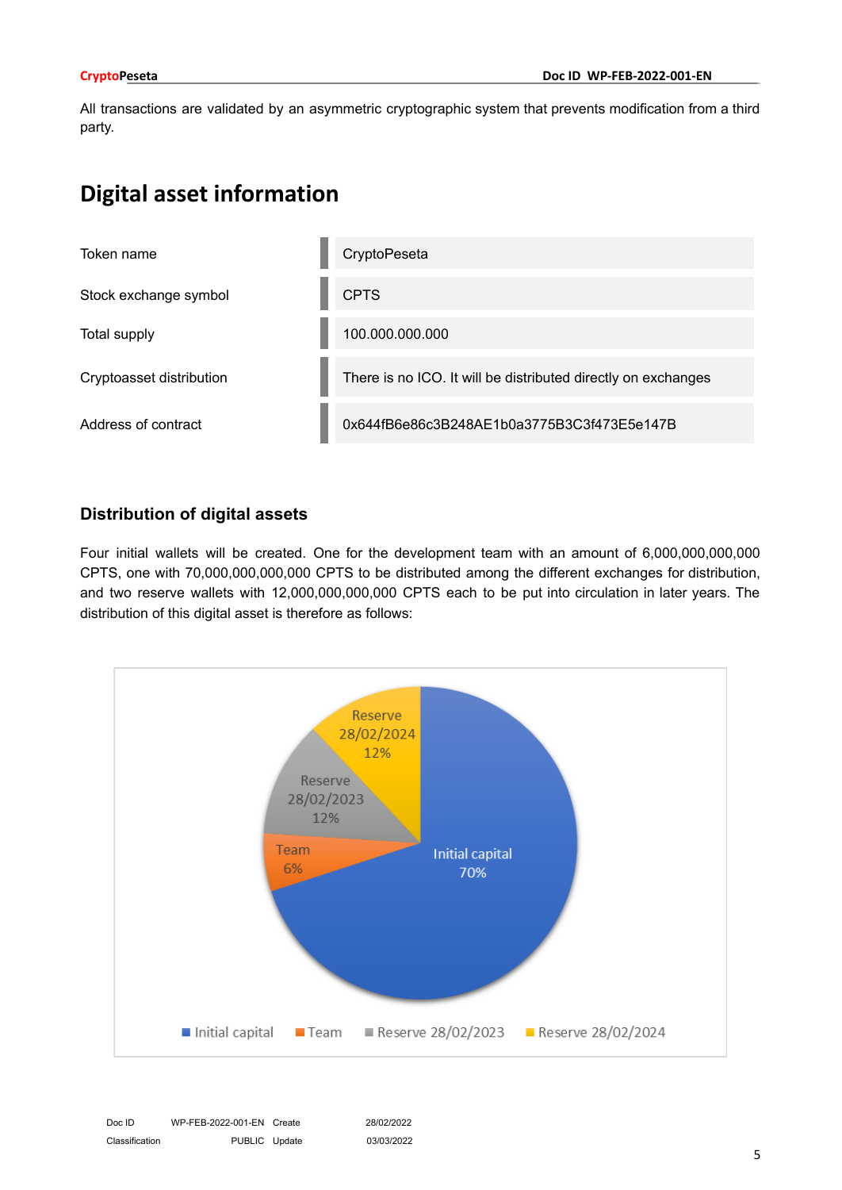All transactions are validated by an asymmetric cryptographic system that prevents modification from a third party.

# Digital asset information

| Token name | CryptoPeseta |
|---|---|
| Stock exchange symbol | CPTS |
| Total supply | 100.000.000.000 |
| Cryptoasset distribution | There is no ICO. It will be distributed directly on exchanges |
| Address of contract | 0x644fB6e86c3B248AE1b0a3775B3C3f473E5e147B |

### Distribution of digital assets

Four initial wallets will be created. One for the development team with an amount of 6,000,000,000,000 CPTS, one with 70,000,000,000,000 CPTS to be distributed among the different exchanges for distribution, and two reserve wallets with 12,000,000,000,000 CPTS each to be put into circulation in later years. The distribution of this digital asset is therefore as follows:

| Allocation | Share |
|---|---|
| Initial capital | 70% |
| Team | 6% |
| Reserve 28/02/2023 | 12% |
| Reserve 28/02/2024 | 12% |

| Doc ID | WP-FEB-2022-001-EN | Create | 28/02/2022 |
|---|---|---|---|
| Classification | PUBLIC | Update | 03/03/2022 |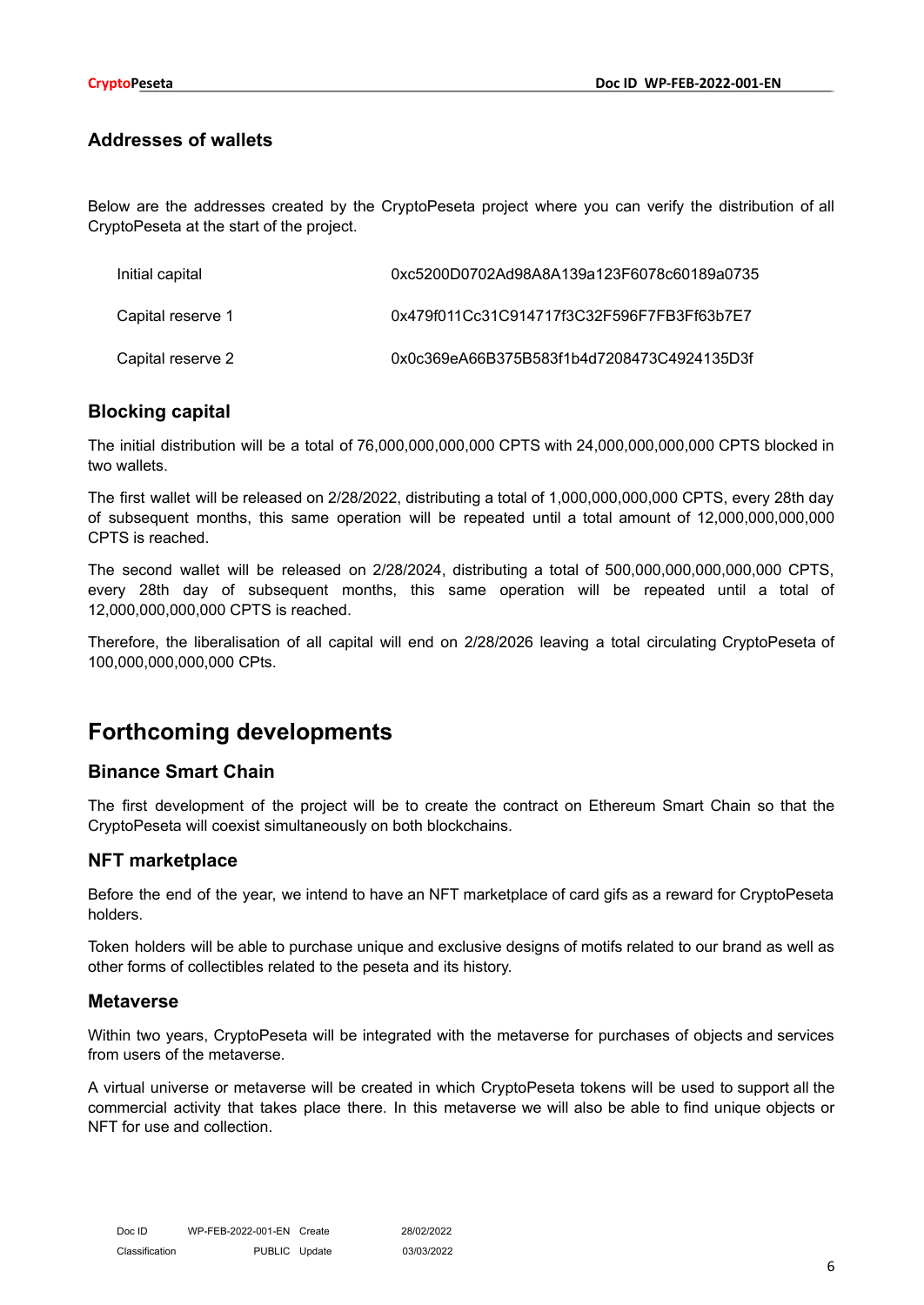### Addresses of wallets

Below are the addresses created by the CryptoPeseta project where you can verify the distribution of all CryptoPeseta at the start of the project.

| | |
|---|---|
| Initial capital | 0xc5200D0702Ad98A8A139a123F6078c60189a0735 |
| Capital reserve 1 | 0x479f011Cc31C914717f3C32F596F7FB3Ff63b7E7 |
| Capital reserve 2 | 0x0c369eA66B375B583f1b4d7208473C4924135D3f |

### Blocking capital

The initial distribution will be a total of 76,000,000,000,000 CPTS with 24,000,000,000,000 CPTS blocked in two wallets.

The first wallet will be released on 2/28/2022, distributing a total of 1,000,000,000,000 CPTS, every 28th day of subsequent months, this same operation will be repeated until a total amount of 12,000,000,000,000 CPTS is reached.

The second wallet will be released on 2/28/2024, distributing a total of 500,000,000,000,000,000 CPTS, every 28th day of subsequent months, this same operation will be repeated until a total of 12,000,000,000,000 CPTS is reached.

Therefore, the liberalisation of all capital will end on 2/28/2026 leaving a total circulating CryptoPeseta of 100,000,000,000,000 CPts.

## Forthcoming developments

### Binance Smart Chain

The first development of the project will be to create the contract on Ethereum Smart Chain so that the CryptoPeseta will coexist simultaneously on both blockchains.

### NFT marketplace

Before the end of the year, we intend to have an NFT marketplace of card gifs as a reward for CryptoPeseta holders.

Token holders will be able to purchase unique and exclusive designs of motifs related to our brand as well as other forms of collectibles related to the peseta and its history.

### Metaverse

Within two years, CryptoPeseta will be integrated with the metaverse for purchases of objects and services from users of the metaverse.

A virtual universe or metaverse will be created in which CryptoPeseta tokens will be used to support all the commercial activity that takes place there. In this metaverse we will also be able to find unique objects or NFT for use and collection.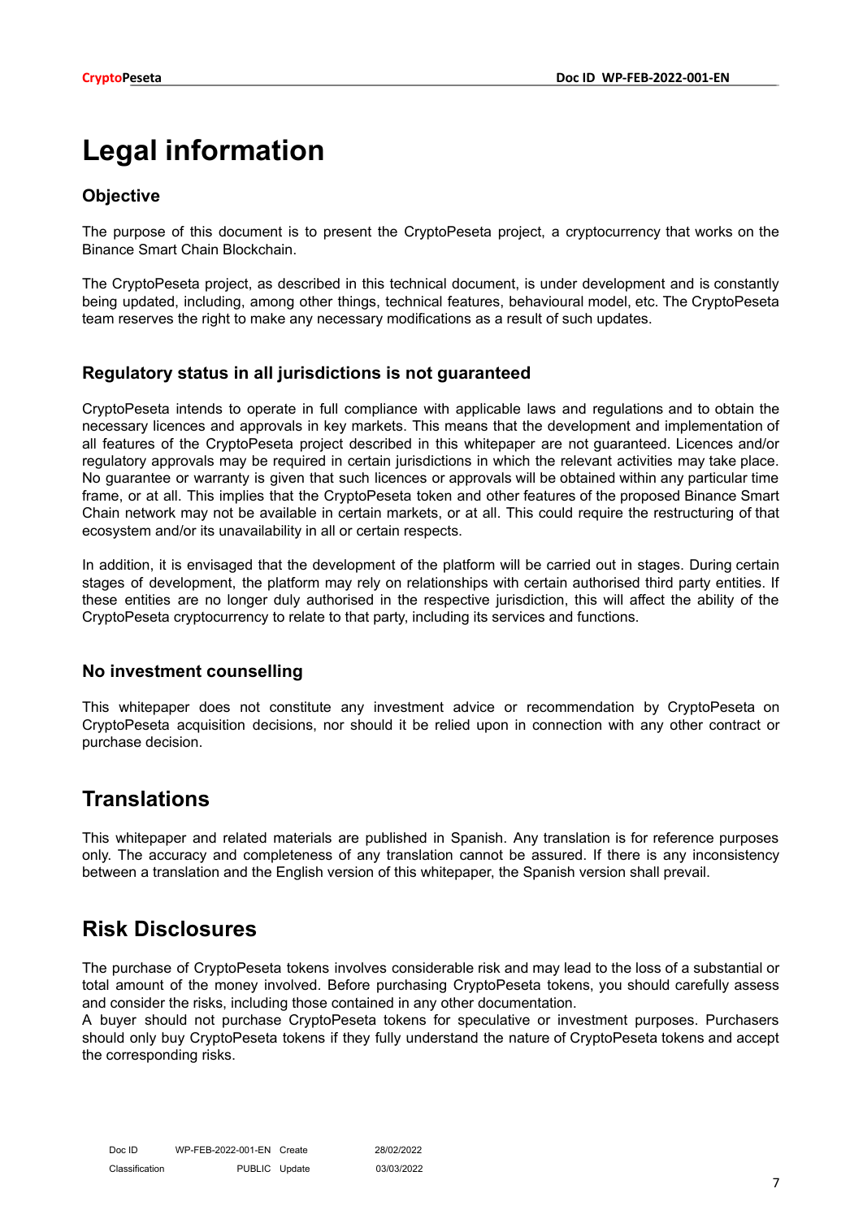# Legal information

## Objective

The purpose of this document is to present the CryptoPeseta project, a cryptocurrency that works on the Binance Smart Chain Blockchain.

The CryptoPeseta project, as described in this technical document, is under development and is constantly being updated, including, among other things, technical features, behavioural model, etc. The CryptoPeseta team reserves the right to make any necessary modifications as a result of such updates.

## Regulatory status in all jurisdictions is not guaranteed

CryptoPeseta intends to operate in full compliance with applicable laws and regulations and to obtain the necessary licences and approvals in key markets. This means that the development and implementation of all features of the CryptoPeseta project described in this whitepaper are not guaranteed. Licences and/or regulatory approvals may be required in certain jurisdictions in which the relevant activities may take place. No guarantee or warranty is given that such licences or approvals will be obtained within any particular time frame, or at all. This implies that the CryptoPeseta token and other features of the proposed Binance Smart Chain network may not be available in certain markets, or at all. This could require the restructuring of that ecosystem and/or its unavailability in all or certain respects.

In addition, it is envisaged that the development of the platform will be carried out in stages. During certain stages of development, the platform may rely on relationships with certain authorised third party entities. If these entities are no longer duly authorised in the respective jurisdiction, this will affect the ability of the CryptoPeseta cryptocurrency to relate to that party, including its services and functions.

## No investment counselling

This whitepaper does not constitute any investment advice or recommendation by CryptoPeseta on CryptoPeseta acquisition decisions, nor should it be relied upon in connection with any other contract or purchase decision.

# Translations

This whitepaper and related materials are published in Spanish. Any translation is for reference purposes only. The accuracy and completeness of any translation cannot be assured. If there is any inconsistency between a translation and the English version of this whitepaper, the Spanish version shall prevail.

# Risk Disclosures

The purchase of CryptoPeseta tokens involves considerable risk and may lead to the loss of a substantial or total amount of the money involved. Before purchasing CryptoPeseta tokens, you should carefully assess and consider the risks, including those contained in any other documentation.
A buyer should not purchase CryptoPeseta tokens for speculative or investment purposes. Purchasers should only buy CryptoPeseta tokens if they fully understand the nature of CryptoPeseta tokens and accept the corresponding risks.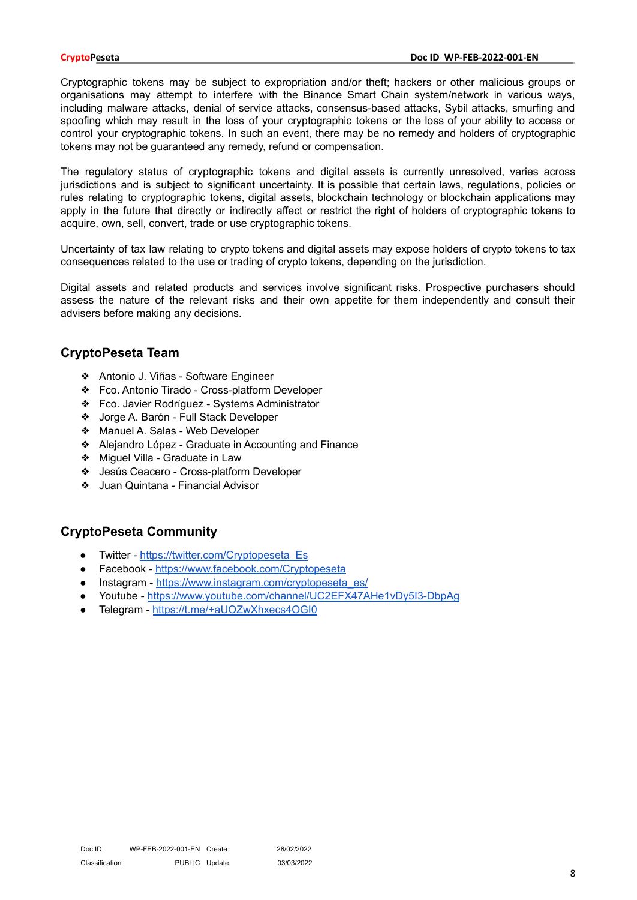Cryptographic tokens may be subject to expropriation and/or theft; hackers or other malicious groups or organisations may attempt to interfere with the Binance Smart Chain system/network in various ways, including malware attacks, denial of service attacks, consensus-based attacks, Sybil attacks, smurfing and spoofing which may result in the loss of your cryptographic tokens or the loss of your ability to access or control your cryptographic tokens. In such an event, there may be no remedy and holders of cryptographic tokens may not be guaranteed any remedy, refund or compensation.

The regulatory status of cryptographic tokens and digital assets is currently unresolved, varies across jurisdictions and is subject to significant uncertainty. It is possible that certain laws, regulations, policies or rules relating to cryptographic tokens, digital assets, blockchain technology or blockchain applications may apply in the future that directly or indirectly affect or restrict the right of holders of cryptographic tokens to acquire, own, sell, convert, trade or use cryptographic tokens.

Uncertainty of tax law relating to crypto tokens and digital assets may expose holders of crypto tokens to tax consequences related to the use or trading of crypto tokens, depending on the jurisdiction.

Digital assets and related products and services involve significant risks. Prospective purchasers should assess the nature of the relevant risks and their own appetite for them independently and consult their advisers before making any decisions.

## CryptoPeseta Team

- Antonio J. Viñas - Software Engineer
- Fco. Antonio Tirado - Cross-platform Developer
- Fco. Javier Rodríguez - Systems Administrator
- Jorge A. Barón - Full Stack Developer
- Manuel A. Salas - Web Developer
- Alejandro López - Graduate in Accounting and Finance
- Miguel Villa - Graduate in Law
- Jesús Ceacero - Cross-platform Developer
- Juan Quintana - Financial Advisor

## CryptoPeseta Community

- Twitter - https://twitter.com/Cryptopeseta_Es
- Facebook - https://www.facebook.com/Cryptopeseta
- Instagram - https://www.instagram.com/cryptopeseta_es/
- Youtube - https://www.youtube.com/channel/UC2EFX47AHe1vDy5I3-DbpAg
- Telegram - https://t.me/+aUOZwXhxecs4OGI0